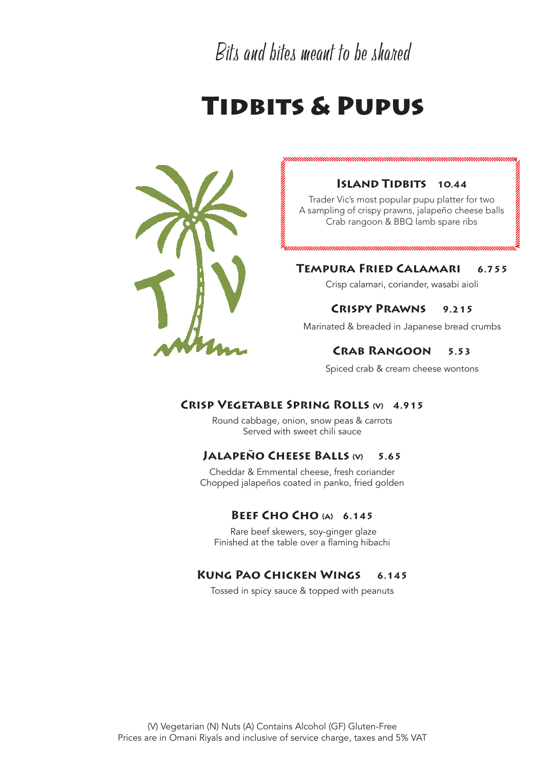*Bits and bites meant to be shared*

# Tidbits & Pupus

### Island Tidbits 10.44

Trader Vic's most popular pupu platter for two
A sampling of crispy prawns, jalapeño cheese balls
Crab rangoon & BBQ lamb spare ribs

### Tempura Fried Calamari 6.755

Crisp calamari, coriander, wasabi aioli

### Crispy Prawns 9.215

Marinated & breaded in Japanese bread crumbs

### Crab Rangoon 5.53

Spiced crab & cream cheese wontons

### Crisp Vegetable Spring Rolls (V) 4.915

Round cabbage, onion, snow peas & carrots
Served with sweet chili sauce

### Jalapeño Cheese Balls (V) 5.65

Cheddar & Emmental cheese, fresh coriander
Chopped jalapeños coated in panko, fried golden

### Beef Cho Cho (A) 6.145

Rare beef skewers, soy-ginger glaze
Finished at the table over a flaming hibachi

### Kung Pao Chicken Wings 6.145

Tossed in spicy sauce & topped with peanuts

(V) Vegetarian (N) Nuts (A) Contains Alcohol (GF) Gluten-Free
Prices are in Omani Riyals and inclusive of service charge, taxes and 5% VAT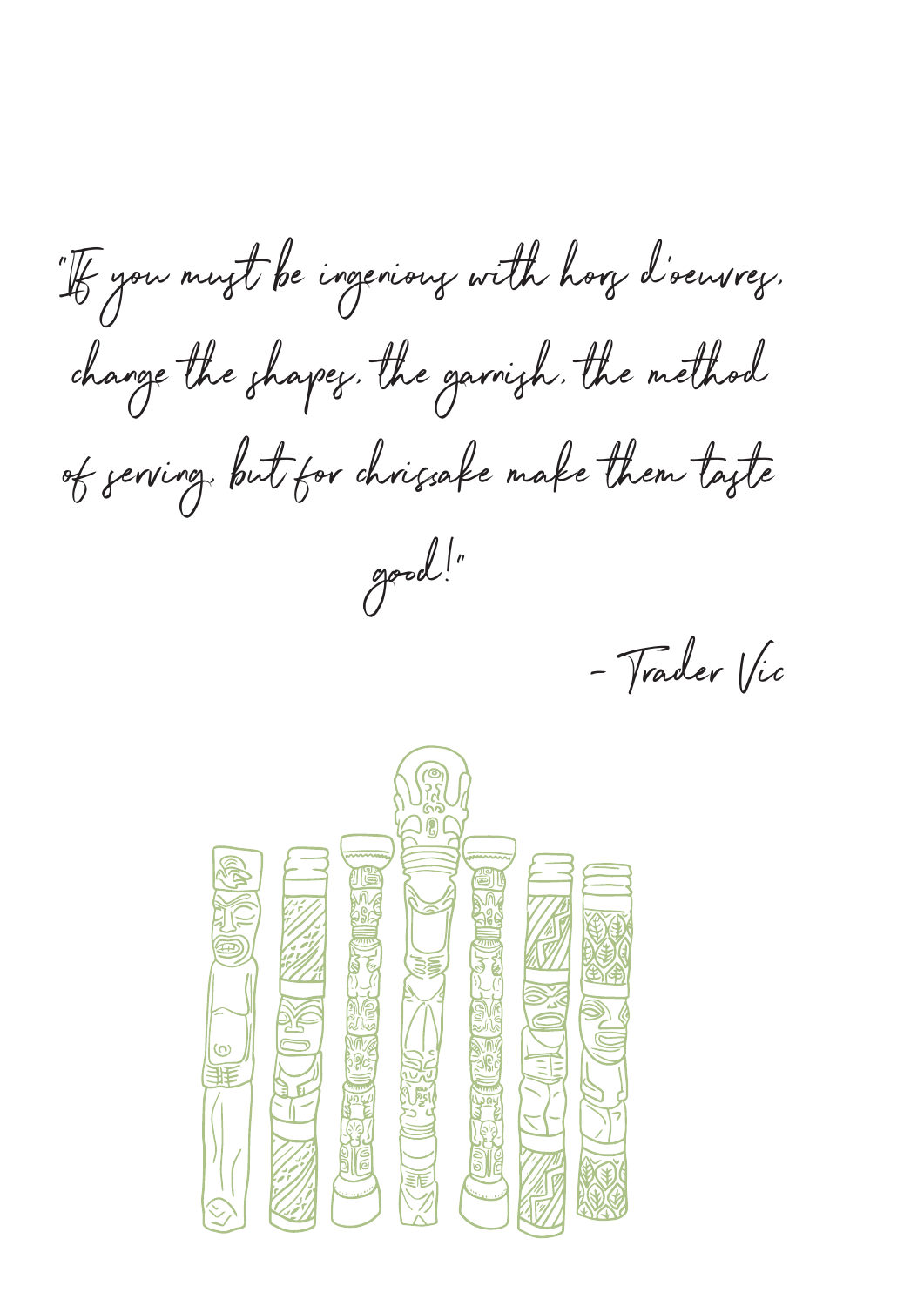"If you must be ingenious with hors d'oeuvres, change the shapes, the garnish, the method of serving, but for chrissake make them taste good!"

– Trader Vic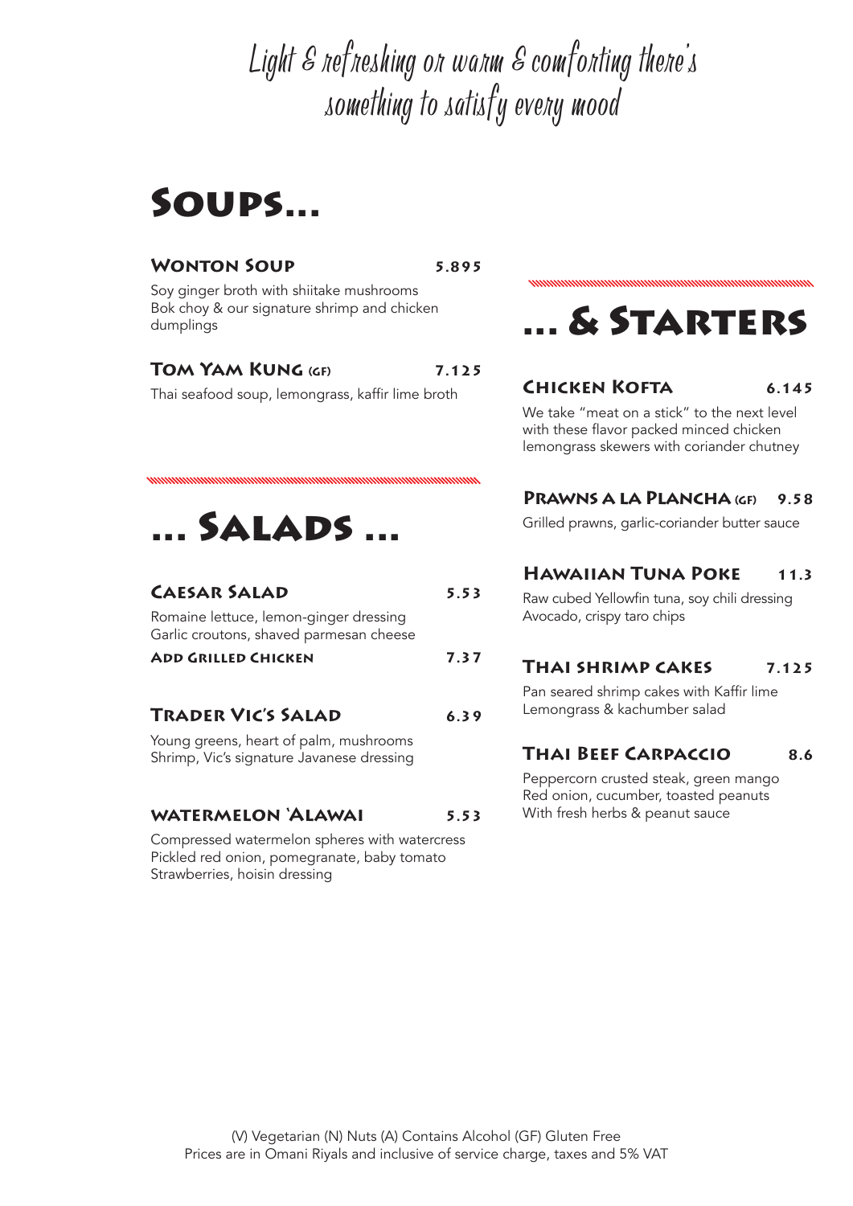Light & refreshing or warm & comforting there's something to satisfy every mood

# Soups...

### Wonton Soup 5.895

Soy ginger broth with shiitake mushrooms
Bok choy & our signature shrimp and chicken dumplings

### Tom Yam Kung (GF) 7.125

Thai seafood soup, lemongrass, kaffir lime broth

# ... Salads ...

### Caesar Salad 5.53

Romaine lettuce, lemon-ginger dressing
Garlic croutons, shaved parmesan cheese

**Add Grilled Chicken 7.37**

### Trader Vic's Salad 6.39

Young greens, heart of palm, mushrooms
Shrimp, Vic's signature Javanese dressing

### Watermelon 'Alawai 5.53

Compressed watermelon spheres with watercress
Pickled red onion, pomegranate, baby tomato
Strawberries, hoisin dressing

# ... & Starters

### Chicken Kofta 6.145

We take "meat on a stick" to the next level with these flavor packed minced chicken lemongrass skewers with coriander chutney

### Prawns a la Plancha (GF) 9.58

Grilled prawns, garlic-coriander butter sauce

### Hawaiian Tuna Poke 11.3

Raw cubed Yellowfin tuna, soy chili dressing
Avocado, crispy taro chips

### Thai Shrimp Cakes 7.125

Pan seared shrimp cakes with Kaffir lime
Lemongrass & kachumber salad

### Thai Beef Carpaccio 8.6

Peppercorn crusted steak, green mango
Red onion, cucumber, toasted peanuts
With fresh herbs & peanut sauce

(V) Vegetarian (N) Nuts (A) Contains Alcohol (GF) Gluten Free
Prices are in Omani Riyals and inclusive of service charge, taxes and 5% VAT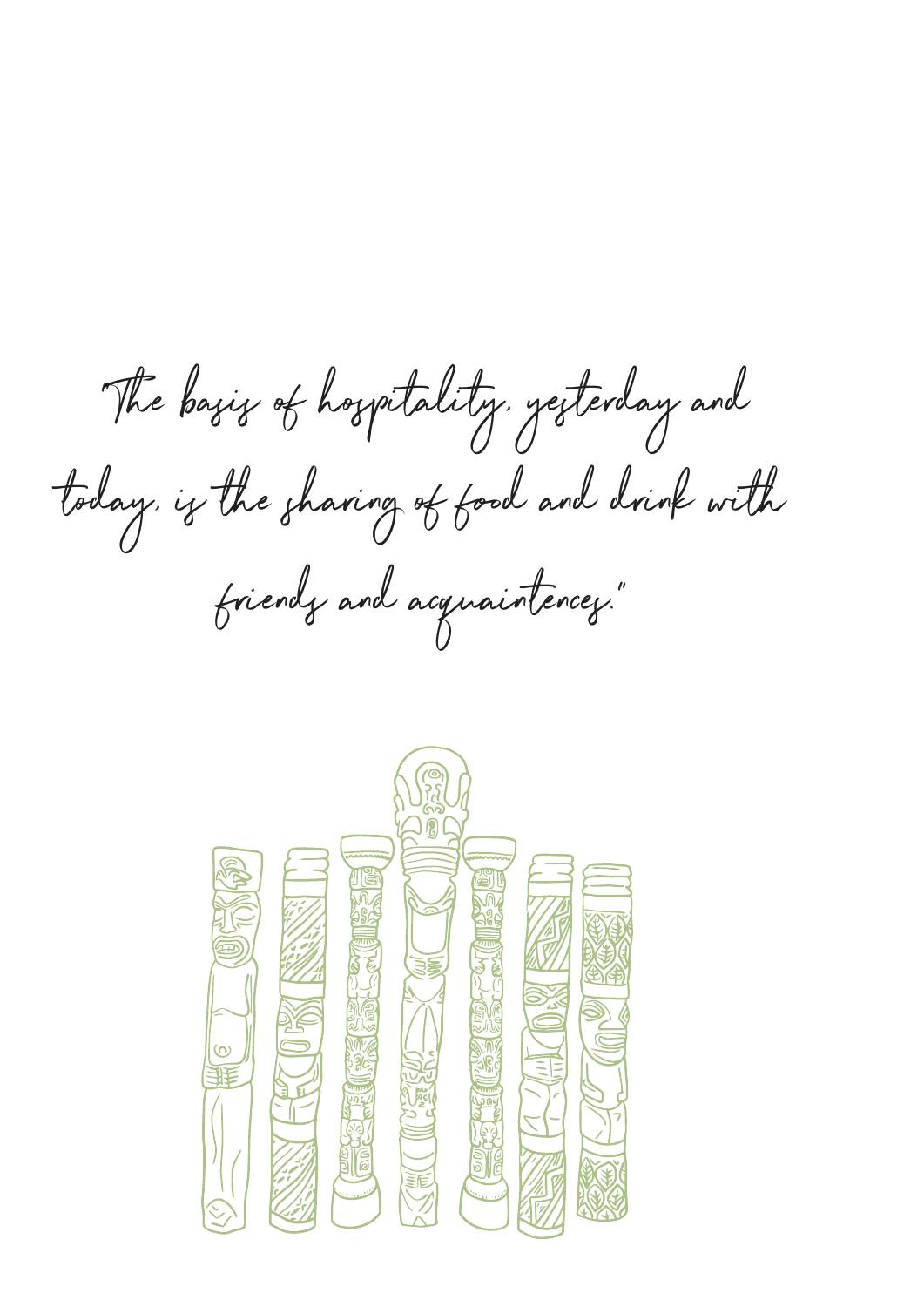"The basis of hospitality, yesterday and today, is the sharing of food and drink with friends and acquaintences."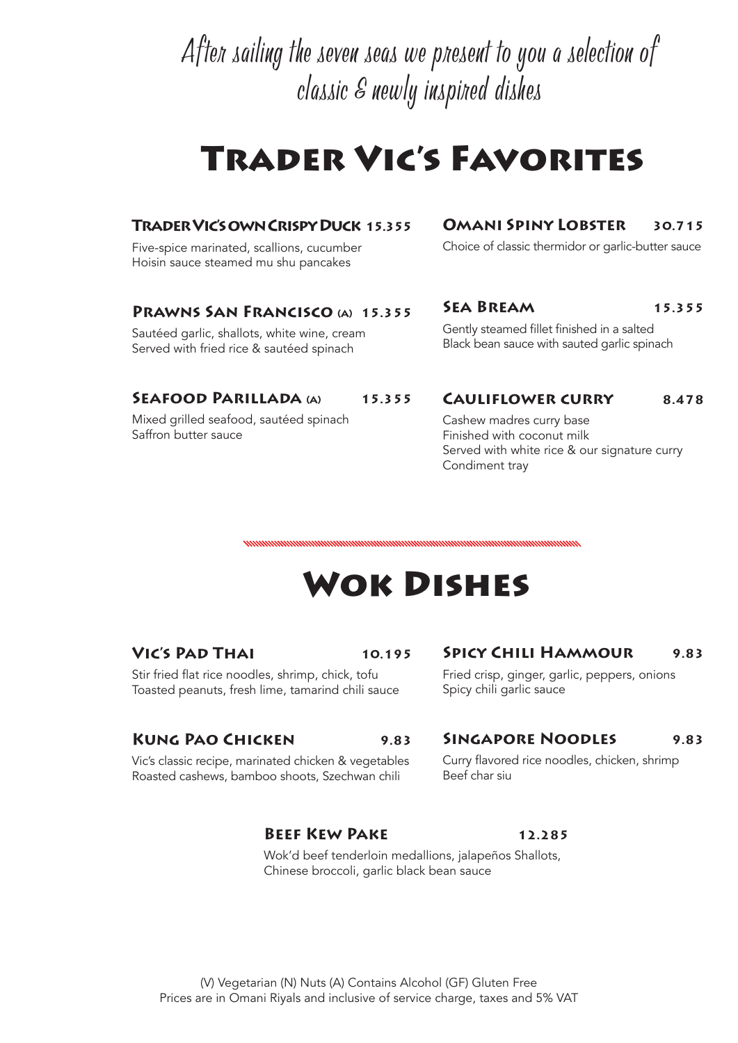*After sailing the seven seas we present to you a selection of classic & newly inspired dishes*

# Trader Vic's Favorites

### Trader Vic's own Crispy Duck 15.355

Five-spice marinated, scallions, cucumber
Hoisin sauce steamed mu shu pancakes

### Prawns San Francisco (A) 15.355

Sautéed garlic, shallots, white wine, cream
Served with fried rice & sautéed spinach

### Seafood Parillada (A) 15.355

Mixed grilled seafood, sautéed spinach
Saffron butter sauce

### Omani Spiny Lobster 30.715

Choice of classic thermidor or garlic-butter sauce

### Sea Bream 15.355

Gently steamed fillet finished in a salted
Black bean sauce with sauted garlic spinach

### Cauliflower curry 8.478

Cashew madres curry base
Finished with coconut milk
Served with white rice & our signature curry
Condiment tray

# Wok Dishes

### Vic's Pad Thai 10.195

Stir fried flat rice noodles, shrimp, chick, tofu
Toasted peanuts, fresh lime, tamarind chili sauce

### Kung Pao Chicken 9.83

Vic's classic recipe, marinated chicken & vegetables
Roasted cashews, bamboo shoots, Szechwan chili

### Spicy Chili Hammour 9.83

Fried crisp, ginger, garlic, peppers, onions
Spicy chili garlic sauce

### Singapore Noodles 9.83

Curry flavored rice noodles, chicken, shrimp
Beef char siu

### Beef Kew Pake 12.285

Wok'd beef tenderloin medallions, jalapeños Shallots,
Chinese broccoli, garlic black bean sauce

(V) Vegetarian (N) Nuts (A) Contains Alcohol (GF) Gluten Free
Prices are in Omani Riyals and inclusive of service charge, taxes and 5% VAT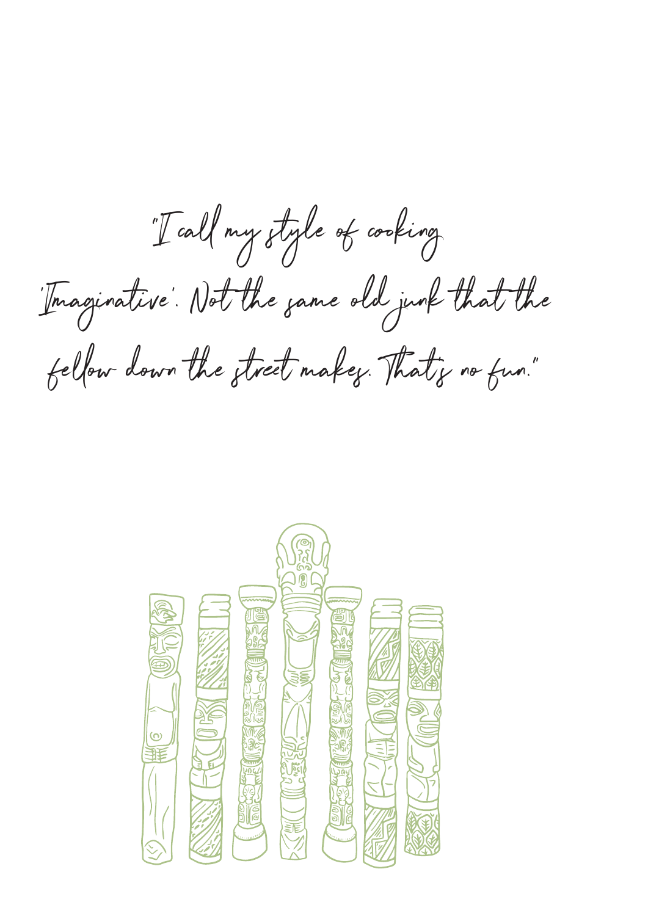"I call my style of cooking 'Imaginative'. Not the same old junk that the fellow down the street makes. That's no fun."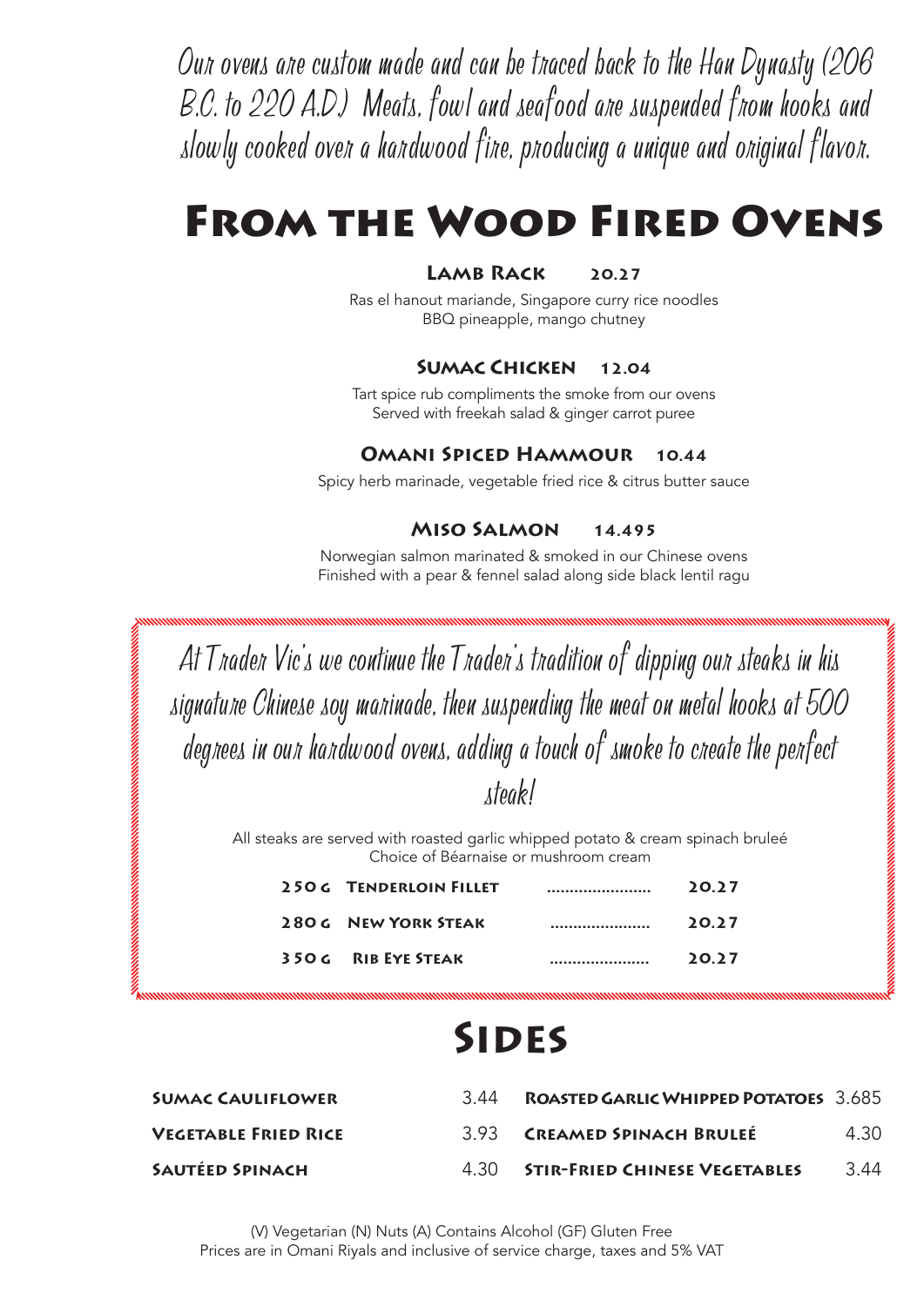*Our ovens are custom made and can be traced back to the Han Dynasty (206 B.C. to 220 A.D.) Meats, fowl and seafood are suspended from hooks and slowly cooked over a hardwood fire, producing a unique and original flavor.*

# From the Wood Fired Ovens

**Lamb Rack** 20.27

Ras el hanout mariande, Singapore curry rice noodles
BBQ pineapple, mango chutney

**Sumac Chicken** 12.04

Tart spice rub compliments the smoke from our ovens
Served with freekah salad & ginger carrot puree

**Omani Spiced Hammour** 10.44

Spicy herb marinade, vegetable fried rice & citrus butter sauce

**Miso Salmon** 14.495

Norwegian salmon marinated & smoked in our Chinese ovens
Finished with a pear & fennel salad along side black lentil ragu

*At Trader Vic's we continue the Trader's tradition of dipping our steaks in his signature Chinese soy marinade, then suspending the meat on metal hooks at 500 degrees in our hardwood ovens, adding a touch of smoke to create the perfect steak!*

All steaks are served with roasted garlic whipped potato & cream spinach bruleé
Choice of Béarnaise or mushroom cream

| | | |
|---|---|---|
| 250 G | Tenderloin Fillet | 20.27 |
| 280 G | New York Steak | 20.27 |
| 350 G | Rib Eye Steak | 20.27 |

# Sides

| | | | |
|---|---|---|---|
| **Sumac Cauliflower** | 3.44 | **Roasted Garlic Whipped Potatoes** | 3.685 |
| **Vegetable Fried Rice** | 3.93 | **Creamed Spinach Bruleé** | 4.30 |
| **Sautéed Spinach** | 4.30 | **Stir-Fried Chinese Vegetables** | 3.44 |

(V) Vegetarian (N) Nuts (A) Contains Alcohol (GF) Gluten Free
Prices are in Omani Riyals and inclusive of service charge, taxes and 5% VAT